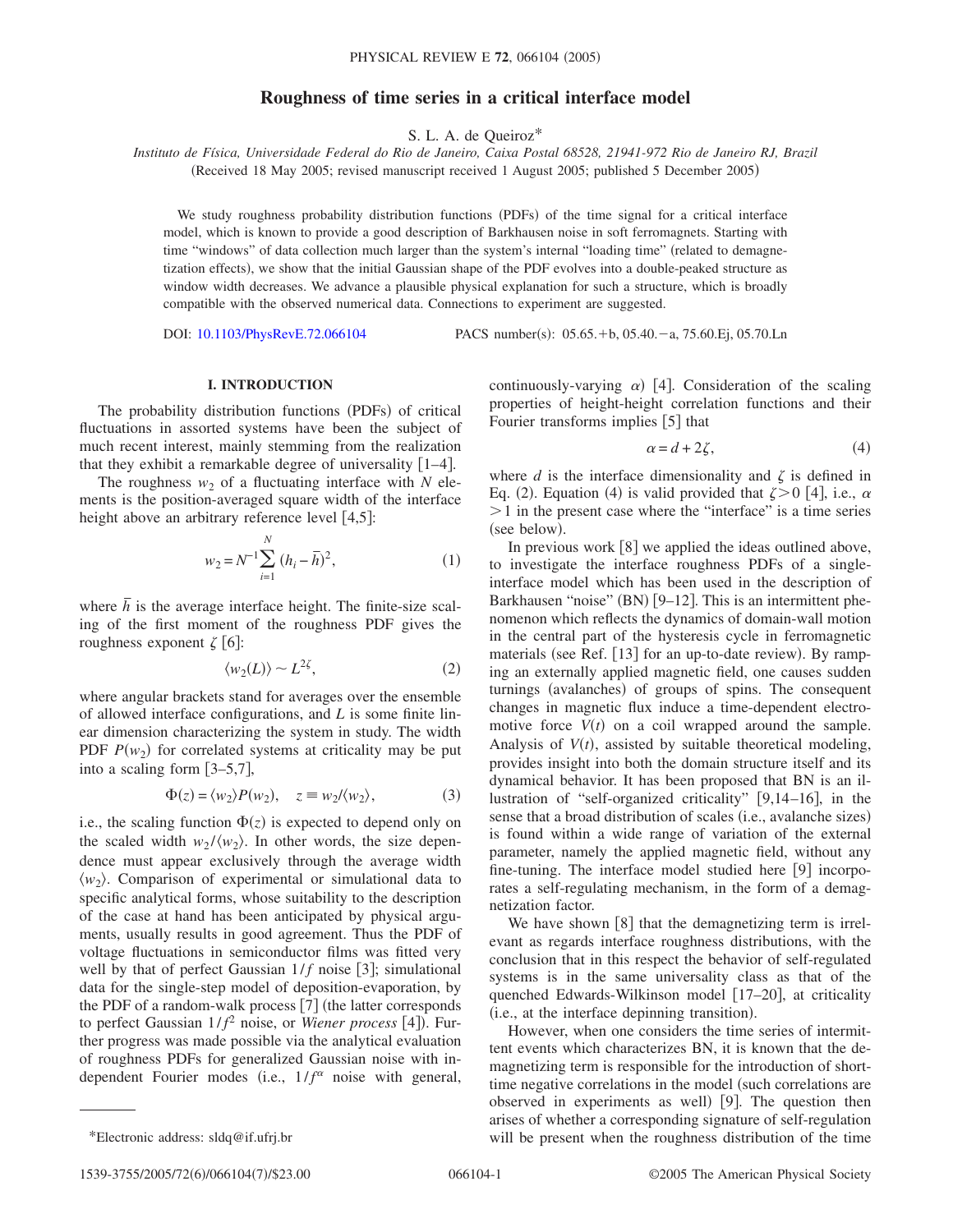# Roughness of time series in a critical interface model

S. L. A. de Queiroz*

*Instituto de Física, Universidade Federal do Rio de Janeiro, Caixa Postal 68528, 21941-972 Rio de Janeiro RJ, Brazil*

(Received 18 May 2005; revised manuscript received 1 August 2005; published 5 December 2005)

We study roughness probability distribution functions (PDFs) of the time signal for a critical interface model, which is known to provide a good description of Barkhausen noise in soft ferromagnets. Starting with time "windows" of data collection much larger than the system's internal "loading time" (related to demagnetization effects), we show that the initial Gaussian shape of the PDF evolves into a double-peaked structure as window width decreases. We advance a plausible physical explanation for such a structure, which is broadly compatible with the observed numerical data. Connections to experiment are suggested.

DOI: 10.1103/PhysRevE.72.066104    PACS number(s): 05.65.+b, 05.40.−a, 75.60.Ej, 05.70.Ln

## I. INTRODUCTION

The probability distribution functions (PDFs) of critical fluctuations in assorted systems have been the subject of much recent interest, mainly stemming from the realization that they exhibit a remarkable degree of universality [1–4].

The roughness $w_2$ of a fluctuating interface with $N$ elements is the position-averaged square width of the interface height above an arbitrary reference level [4,5]:

$$w_2 = N^{-1}\sum_{i=1}^{N} (h_i - \bar{h})^2, \qquad (1)$$

where $\bar{h}$ is the average interface height. The finite-size scaling of the first moment of the roughness PDF gives the roughness exponent $\zeta$ [6]:

$$\langle w_2(L)\rangle \sim L^{2\zeta}, \qquad (2)$$

where angular brackets stand for averages over the ensemble of allowed interface configurations, and $L$ is some finite linear dimension characterizing the system in study. The width PDF $P(w_2)$ for correlated systems at criticality may be put into a scaling form [3–5,7],

$$\Phi(z) = \langle w_2\rangle P(w_2), \quad z \equiv w_2/\langle w_2\rangle, \qquad (3)$$

i.e., the scaling function $\Phi(z)$ is expected to depend only on the scaled width $w_2/\langle w_2\rangle$. In other words, the size dependence must appear exclusively through the average width $\langle w_2\rangle$. Comparison of experimental or simulational data to specific analytical forms, whose suitability to the description of the case at hand has been anticipated by physical arguments, usually results in good agreement. Thus the PDF of voltage fluctuations in semiconductor films was fitted very well by that of perfect Gaussian $1/f$ noise [3]; simulational data for the single-step model of deposition-evaporation, by the PDF of a random-walk process [7] (the latter corresponds to perfect Gaussian $1/f^2$ noise, or *Wiener process* [4]). Further progress was made possible via the analytical evaluation of roughness PDFs for generalized Gaussian noise with independent Fourier modes (i.e., $1/f^{\alpha}$ noise with general, continuously-varying $\alpha$) [4]. Consideration of the scaling properties of height-height correlation functions and their Fourier transforms implies [5] that

$$\alpha = d + 2\zeta, \qquad (4)$$

where $d$ is the interface dimensionality and $\zeta$ is defined in Eq. (2). Equation (4) is valid provided that $\zeta > 0$ [4], i.e., $\alpha > 1$ in the present case where the "interface" is a time series (see below).

In previous work [8] we applied the ideas outlined above, to investigate the interface roughness PDFs of a single-interface model which has been used in the description of Barkhausen "noise" (BN) [9–12]. This is an intermittent phenomenon which reflects the dynamics of domain-wall motion in the central part of the hysteresis cycle in ferromagnetic materials (see Ref. [13] for an up-to-date review). By ramping an externally applied magnetic field, one causes sudden turnings (avalanches) of groups of spins. The consequent changes in magnetic flux induce a time-dependent electromotive force $V(t)$ on a coil wrapped around the sample. Analysis of $V(t)$, assisted by suitable theoretical modeling, provides insight into both the domain structure itself and its dynamical behavior. It has been proposed that BN is an illustration of "self-organized criticality" [9,14–16], in the sense that a broad distribution of scales (i.e., avalanche sizes) is found within a wide range of variation of the external parameter, namely the applied magnetic field, without any fine-tuning. The interface model studied here [9] incorporates a self-regulating mechanism, in the form of a demagnetization factor.

We have shown [8] that the demagnetizing term is irrelevant as regards interface roughness distributions, with the conclusion that in this respect the behavior of self-regulated systems is in the same universality class as that of the quenched Edwards-Wilkinson model [17–20], at criticality (i.e., at the interface depinning transition).

However, when one considers the time series of intermittent events which characterizes BN, it is known that the demagnetizing term is responsible for the introduction of short-time negative correlations in the model (such correlations are observed in experiments as well) [9]. The question then arises of whether a corresponding signature of self-regulation will be present when the roughness distribution of the time

*Electronic address: sldq@if.ufrj.br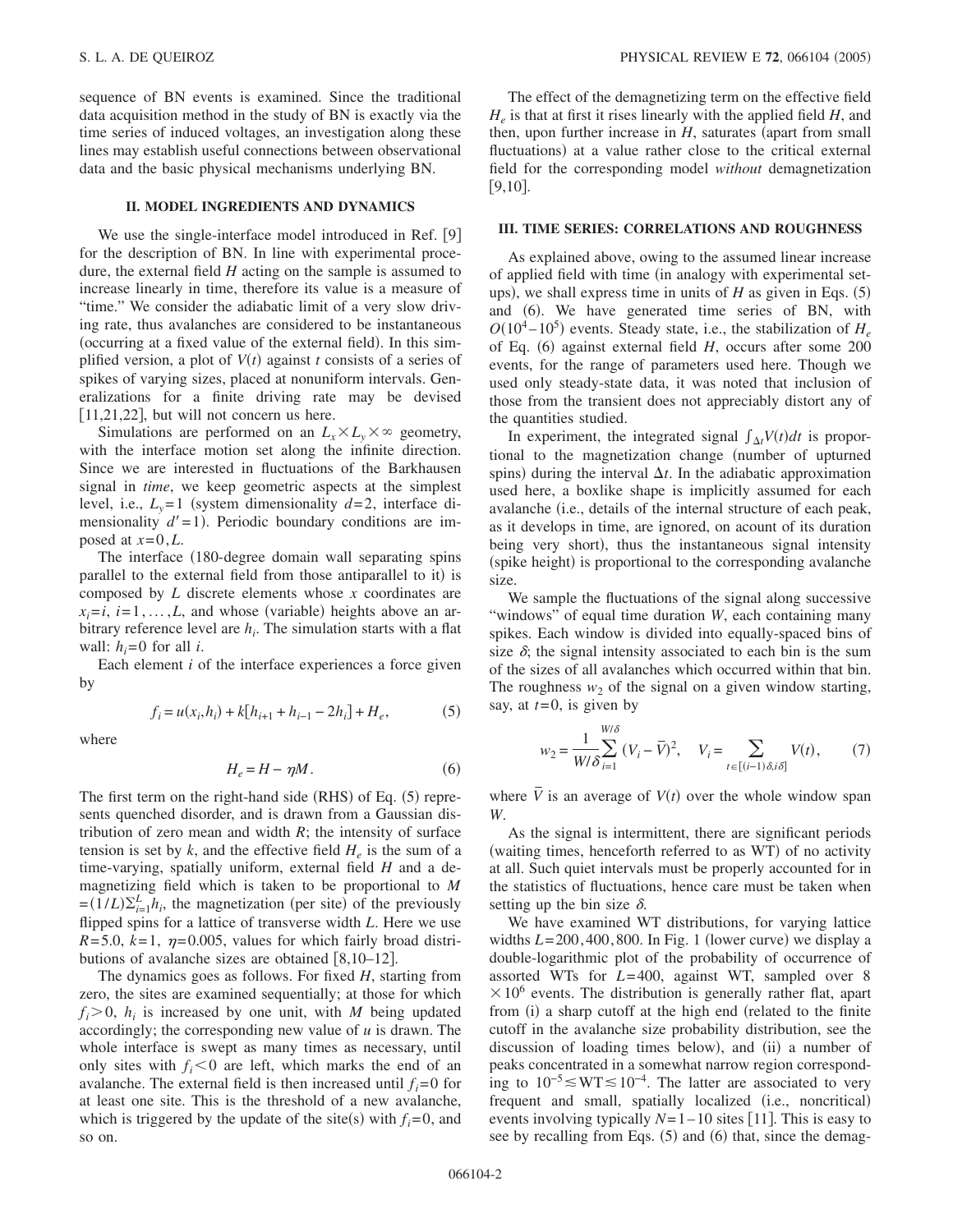sequence of BN events is examined. Since the traditional data acquisition method in the study of BN is exactly via the time series of induced voltages, an investigation along these lines may establish useful connections between observational data and the basic physical mechanisms underlying BN.

## II. MODEL INGREDIENTS AND DYNAMICS

We use the single-interface model introduced in Ref. [9] for the description of BN. In line with experimental procedure, the external field $H$ acting on the sample is assumed to increase linearly in time, therefore its value is a measure of "time." We consider the adiabatic limit of a very slow driving rate, thus avalanches are considered to be instantaneous (occurring at a fixed value of the external field). In this simplified version, a plot of $V(t)$ against $t$ consists of a series of spikes of varying sizes, placed at nonuniform intervals. Generalizations for a finite driving rate may be devised [11,21,22], but will not concern us here.

Simulations are performed on an $L_x \times L_y \times \infty$ geometry, with the interface motion set along the infinite direction. Since we are interested in fluctuations of the Barkhausen signal in *time*, we keep geometric aspects at the simplest level, i.e., $L_y=1$ (system dimensionality $d=2$, interface dimensionality $d'=1$). Periodic boundary conditions are imposed at $x=0,L$.

The interface (180-degree domain wall separating spins parallel to the external field from those antiparallel to it) is composed by $L$ discrete elements whose $x$ coordinates are $x_i=i$, $i=1,\ldots,L$, and whose (variable) heights above an arbitrary reference level are $h_i$. The simulation starts with a flat wall: $h_i=0$ for all $i$.

Each element $i$ of the interface experiences a force given by

$$f_i = u(x_i,h_i) + k[h_{i+1} + h_{i-1} - 2h_i] + H_e, \tag{5}$$

where

$$H_e = H - \eta M. \tag{6}$$

The first term on the right-hand side (RHS) of Eq. (5) represents quenched disorder, and is drawn from a Gaussian distribution of zero mean and width $R$; the intensity of surface tension is set by $k$, and the effective field $H_e$ is the sum of a time-varying, spatially uniform, external field $H$ and a demagnetizing field which is taken to be proportional to $M = (1/L)\sum_{i=1}^{L} h_i$, the magnetization (per site) of the previously flipped spins for a lattice of transverse width $L$. Here we use $R=5.0$, $k=1$, $\eta=0.005$, values for which fairly broad distributions of avalanche sizes are obtained [8,10–12].

The dynamics goes as follows. For fixed $H$, starting from zero, the sites are examined sequentially; at those for which $f_i>0$, $h_i$ is increased by one unit, with $M$ being updated accordingly; the corresponding new value of $u$ is drawn. The whole interface is swept as many times as necessary, until only sites with $f_i<0$ are left, which marks the end of an avalanche. The external field is then increased until $f_i=0$ for at least one site. This is the threshold of a new avalanche, which is triggered by the update of the site(s) with $f_i=0$, and so on.

The effect of the demagnetizing term on the effective field $H_e$ is that at first it rises linearly with the applied field $H$, and then, upon further increase in $H$, saturates (apart from small fluctuations) at a value rather close to the critical external field for the corresponding model *without* demagnetization [9,10].

## III. TIME SERIES: CORRELATIONS AND ROUGHNESS

As explained above, owing to the assumed linear increase of applied field with time (in analogy with experimental setups), we shall express time in units of $H$ as given in Eqs. (5) and (6). We have generated time series of BN, with $O(10^4-10^5)$ events. Steady state, i.e., the stabilization of $H_e$ of Eq. (6) against external field $H$, occurs after some 200 events, for the range of parameters used here. Though we used only steady-state data, it was noted that inclusion of those from the transient does not appreciably distort any of the quantities studied.

In experiment, the integrated signal $\int_{\Delta t} V(t)dt$ is proportional to the magnetization change (number of upturned spins) during the interval $\Delta t$. In the adiabatic approximation used here, a boxlike shape is implicitly assumed for each avalanche (i.e., details of the internal structure of each peak, as it develops in time, are ignored, on acount of its duration being very short), thus the instantaneous signal intensity (spike height) is proportional to the corresponding avalanche size.

We sample the fluctuations of the signal along successive "windows" of equal time duration $W$, each containing many spikes. Each window is divided into equally-spaced bins of size $\delta$; the signal intensity associated to each bin is the sum of the sizes of all avalanches which occurred within that bin. The roughness $w_2$ of the signal on a given window starting, say, at $t=0$, is given by

$$w_2 = \frac{1}{W/\delta}\sum_{i=1}^{W/\delta} (V_i - \bar{V})^2, \quad V_i = \sum_{t\in[(i-1)\delta,i\delta]} V(t), \tag{7}$$

where $\bar{V}$ is an average of $V(t)$ over the whole window span $W$.

As the signal is intermittent, there are significant periods (waiting times, henceforth referred to as WT) of no activity at all. Such quiet intervals must be properly accounted for in the statistics of fluctuations, hence care must be taken when setting up the bin size $\delta$.

We have examined WT distributions, for varying lattice widths $L=200,400,800$. In Fig. 1 (lower curve) we display a double-logarithmic plot of the probability of occurrence of assorted WTs for $L=400$, against WT, sampled over $8\times10^6$ events. The distribution is generally rather flat, apart from (i) a sharp cutoff at the high end (related to the finite cutoff in the avalanche size probability distribution, see the discussion of loading times below), and (ii) a number of peaks concentrated in a somewhat narrow region corresponding to $10^{-5} \lesssim \mathrm{WT} \lesssim 10^{-4}$. The latter are associated to very frequent and small, spatially localized (i.e., noncritical) events involving typically $N=1-10$ sites [11]. This is easy to see by recalling from Eqs. (5) and (6) that, since the demag-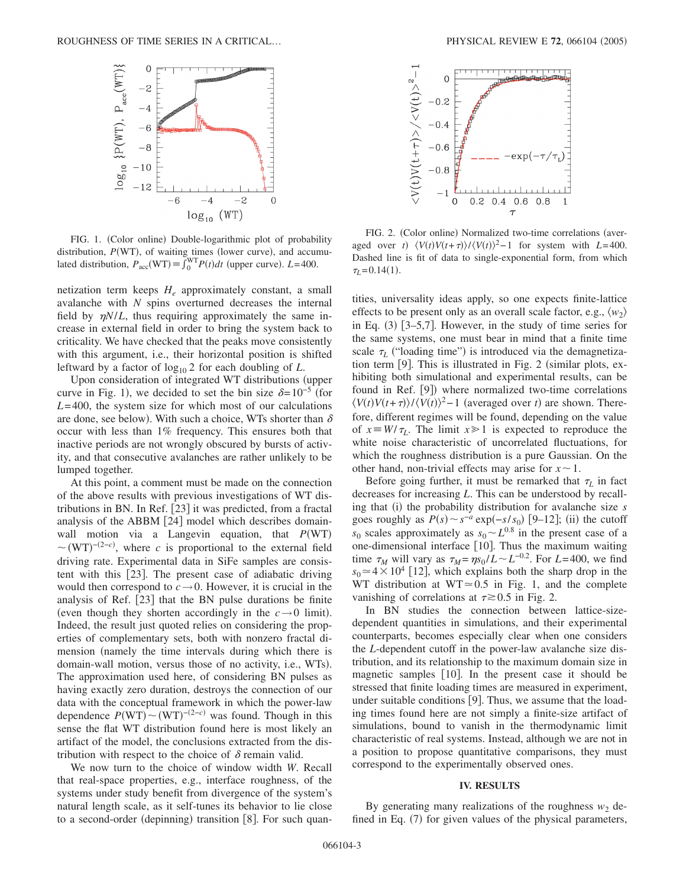FIG. 1. (Color online) Double-logarithmic plot of probability distribution, $P(\mathrm{WT})$, of waiting times (lower curve), and accumulated distribution, $P_{\mathrm{acc}}(\mathrm{WT}) \equiv \int_0^{\mathrm{WT}} P(t)dt$ (upper curve). $L=400$.

FIG. 2. (Color online) Normalized two-time correlations (averaged over $t$) $\langle V(t)V(t+\tau)\rangle / \langle V(t)\rangle^2 - 1$ for system with $L=400$. Dashed line is fit of data to single-exponential form, from which $\tau_L = 0.14(1)$.

netization term keeps $H_e$ approximately constant, a small avalanche with $N$ spins overturned decreases the internal field by $\eta N/L$, thus requiring approximately the same increase in external field in order to bring the system back to criticality. We have checked that the peaks move consistently with this argument, i.e., their horizontal position is shifted leftward by a factor of $\log_{10} 2$ for each doubling of $L$.

Upon consideration of integrated WT distributions (upper curve in Fig. 1), we decided to set the bin size $\delta = 10^{-5}$ (for $L=400$, the system size for which most of our calculations are done, see below). With such a choice, WTs shorter than $\delta$ occur with less than 1% frequency. This ensures both that inactive periods are not wrongly obscured by bursts of activity, and that consecutive avalanches are rather unlikely to be lumped together.

At this point, a comment must be made on the connection of the above results with previous investigations of WT distributions in BN. In Ref. [23] it was predicted, from a fractal analysis of the ABBM [24] model which describes domain-wall motion via a Langevin equation, that $P(\mathrm{WT}) \sim (\mathrm{WT})^{-(2-c)}$, where $c$ is proportional to the external field driving rate. Experimental data in SiFe samples are consistent with this [23]. The present case of adiabatic driving would then correspond to $c \to 0$. However, it is crucial in the analysis of Ref. [23] that the BN pulse durations be finite (even though they shorten accordingly in the $c \to 0$ limit). Indeed, the result just quoted relies on considering the properties of complementary sets, both with nonzero fractal dimension (namely the time intervals during which there is domain-wall motion, versus those of no activity, i.e., WTs). The approximation used here, of considering BN pulses as having exactly zero duration, destroys the connection of our data with the conceptual framework in which the power-law dependence $P(\mathrm{WT}) \sim (\mathrm{WT})^{-(2-c)}$ was found. Though in this sense the flat WT distribution found here is most likely an artifact of the model, the conclusions extracted from the distribution with respect to the choice of $\delta$ remain valid.

We now turn to the choice of window width $W$. Recall that real-space properties, e.g., interface roughness, of the systems under study benefit from divergence of the system's natural length scale, as it self-tunes its behavior to lie close to a second-order (depinning) transition [8]. For such quantities, universality ideas apply, so one expects finite-lattice effects to be present only as an overall scale factor, e.g., $\langle w_2 \rangle$ in Eq. (3) [3–5,7]. However, in the study of time series for the same systems, one must bear in mind that a finite time scale $\tau_L$ ("loading time") is introduced via the demagnetization term [9]. This is illustrated in Fig. 2 (similar plots, exhibiting both simulational and experimental results, can be found in Ref. [9]) where normalized two-time correlations $\langle V(t)V(t+\tau)\rangle / \langle V(t)\rangle^2 - 1$ (averaged over $t$) are shown. Therefore, different regimes will be found, depending on the value of $x \equiv W/\tau_L$. The limit $x \gg 1$ is expected to reproduce the white noise characteristic of uncorrelated fluctuations, for which the roughness distribution is a pure Gaussian. On the other hand, non-trivial effects may arise for $x \sim 1$.

Before going further, it must be remarked that $\tau_L$ in fact decreases for increasing $L$. This can be understood by recalling that (i) the probability distribution for avalanche size $s$ goes roughly as $P(s) \sim s^{-a} \exp(-s/s_0)$ [9–12]; (ii) the cutoff $s_0$ scales approximately as $s_0 \sim L^{0.8}$ in the present case of a one-dimensional interface [10]. Thus the maximum waiting time $\tau_M$ will vary as $\tau_M = \eta s_0/L \sim L^{-0.2}$. For $L=400$, we find $s_0 \simeq 4 \times 10^4$ [12], which explains both the sharp drop in the WT distribution at $\mathrm{WT} \simeq 0.5$ in Fig. 1, and the complete vanishing of correlations at $\tau \gtrsim 0.5$ in Fig. 2.

In BN studies the connection between lattice-size-dependent quantities in simulations, and their experimental counterparts, becomes especially clear when one considers the $L$-dependent cutoff in the power-law avalanche size distribution, and its relationship to the maximum domain size in magnetic samples [10]. In the present case it should be stressed that finite loading times are measured in experiment, under suitable conditions [9]. Thus, we assume that the loading times found here are not simply a finite-size artifact of simulations, bound to vanish in the thermodynamic limit characteristic of real systems. Instead, although we are not in a position to propose quantitative comparisons, they must correspond to the experimentally observed ones.

## IV. RESULTS

By generating many realizations of the roughness $w_2$ defined in Eq. (7) for given values of the physical parameters,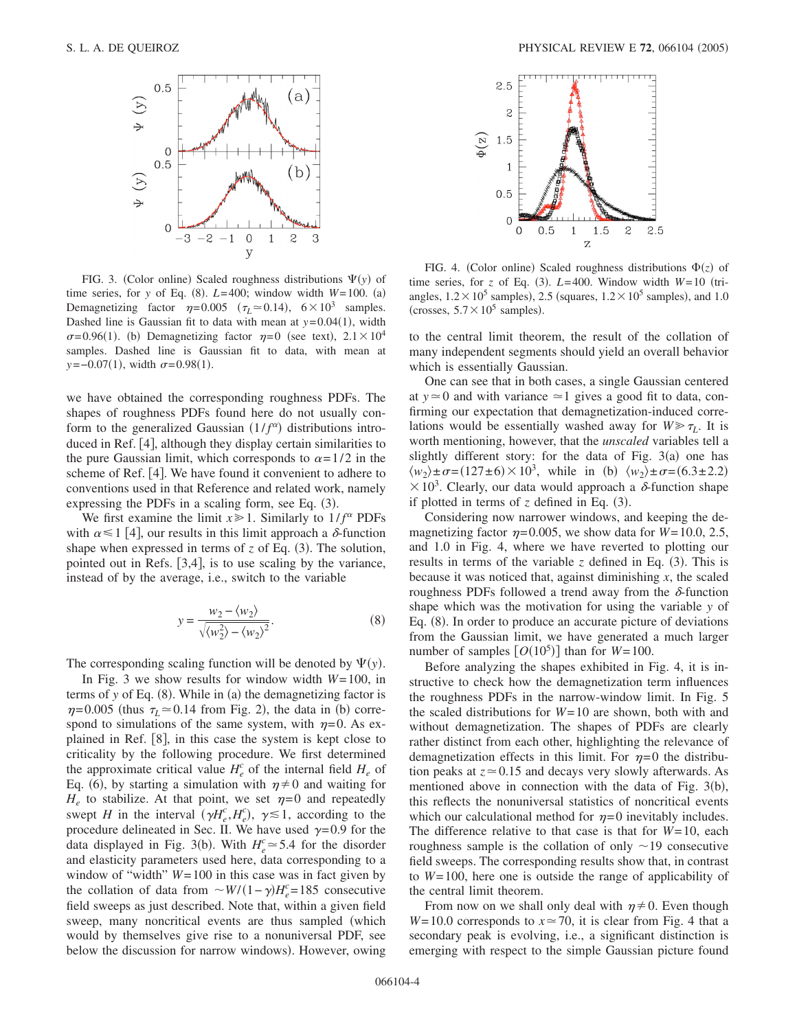FIG. 3. (Color online) Scaled roughness distributions $\Psi(y)$ of time series, for $y$ of Eq. (8). $L=400$; window width $W=100$. (a) Demagnetizing factor $\eta=0.005$ ($\tau_L \simeq 0.14$), $6\times10^3$ samples. Dashed line is Gaussian fit to data with mean at $y=0.04(1)$, width $\sigma=0.96(1)$. (b) Demagnetizing factor $\eta=0$ (see text), $2.1\times10^4$ samples. Dashed line is Gaussian fit to data, with mean at $y=-0.07(1)$, width $\sigma=0.98(1)$.

we have obtained the corresponding roughness PDFs. The shapes of roughness PDFs found here do not usually conform to the generalized Gaussian ($1/f^\alpha$) distributions introduced in Ref. [4], although they display certain similarities to the pure Gaussian limit, which corresponds to $\alpha=1/2$ in the scheme of Ref. [4]. We have found it convenient to adhere to conventions used in that Reference and related work, namely expressing the PDFs in a scaling form, see Eq. (3).

We first examine the limit $x \gg 1$. Similarly to $1/f^\alpha$ PDFs with $\alpha \lesssim 1$ [4], our results in this limit approach a $\delta$-function shape when expressed in terms of $z$ of Eq. (3). The solution, pointed out in Refs. [3,4], is to use scaling by the variance, instead of by the average, i.e., switch to the variable

$$y = \frac{w_2 - \langle w_2\rangle}{\sqrt{\langle w_2^2\rangle - \langle w_2\rangle^2}}. \qquad (8)$$

The corresponding scaling function will be denoted by $\Psi(y)$.

In Fig. 3 we show results for window width $W=100$, in terms of $y$ of Eq. (8). While in (a) the demagnetizing factor is $\eta=0.005$ (thus $\tau_L \simeq 0.14$ from Fig. 2), the data in (b) correspond to simulations of the same system, with $\eta=0$. As explained in Ref. [8], in this case the system is kept close to criticality by the following procedure. We first determined the approximate value $H_e^c$ of the internal field $H_e$ of Eq. (6), by starting a simulation with $\eta \neq 0$ and waiting for $H_e$ to stabilize. At that point, we set $\eta=0$ and repeatedly swept $H$ in the interval $(\gamma H_e^c, H_e^c)$, $\gamma \lesssim 1$, according to the procedure delineated in Sec. II. We have used $\gamma=0.9$ for the data displayed in Fig. 3(b). With $H_e^c \simeq 5.4$ for the disorder and elasticity parameters used here, data corresponding to a window of "width" $W=100$ in this case was in fact given by the collation of data from $\sim W/(1-\gamma)H_e^c = 185$ consecutive field sweeps as just described. Note that, within a given field sweep, many noncritical events are thus sampled (which would by themselves give rise to a nonuniversal PDF, see below the discussion for narrow windows). However, owing to the central limit theorem, the result of the collation of many independent segments should yield an overall behavior which is essentially Gaussian.

FIG. 4. (Color online) Scaled roughness distributions $\Phi(z)$ of time series, for $z$ of Eq. (3). $L=400$. Window width $W=10$ (triangles, $1.2\times10^5$ samples), 2.5 (squares, $1.2\times10^5$ samples), and 1.0 (crosses, $5.7\times10^5$ samples).

One can see that in both cases, a single Gaussian centered at $y \simeq 0$ and with variance $\simeq 1$ gives a good fit to data, confirming our expectation that demagnetization-induced correlations would be essentially washed away for $W \gg \tau_L$. It is worth mentioning, however, that the *unscaled* variables tell a slightly different story: for the data of Fig. 3(a) one has $\langle w_2\rangle \pm \sigma = (127\pm6)\times10^3$, while in (b) $\langle w_2\rangle \pm \sigma = (6.3\pm2.2)\times10^3$. Clearly, our data would approach a $\delta$-function shape if plotted in terms of $z$ defined in Eq. (3).

Considering now narrower windows, and keeping the demagnetizing factor $\eta=0.005$, we show data for $W=10.0$, 2.5, and 1.0 in Fig. 4, where we have reverted to plotting our results in terms of the variable $z$ defined in Eq. (3). This is because it was noticed that, against diminishing $x$, the scaled roughness PDFs followed a trend away from the $\delta$-function shape which was the motivation for using the variable $y$ of Eq. (8). In order to produce an accurate picture of deviations from the Gaussian limit, we have generated a much larger number of samples [$O(10^5)$] than for $W=100$.

Before analyzing the shapes exhibited in Fig. 4, it is instructive to check how the demagnetization term influences the roughness PDFs in the narrow-window limit. In Fig. 5 the scaled distributions for $W=10$ are shown, both with and without demagnetization. The shapes of PDFs are clearly rather distinct from each other, highlighting the relevance of demagnetization effects in this limit. For $\eta=0$ the distribution peaks at $z \simeq 0.15$ and decays very slowly afterwards. As mentioned above in connection with the data of Fig. 3(b), this reflects the nonuniversal statistics of noncritical events which our calculational method for $\eta=0$ inevitably includes. The difference relative to that case is that for $W=10$, each roughness sample is the collation of only $\sim 19$ consecutive field sweeps. The corresponding results show that, in contrast to $W=100$, here one is outside the range of applicability of the central limit theorem.

From now on we shall only deal with $\eta \neq 0$. Even though $W=10.0$ corresponds to $x \simeq 70$, it is clear from Fig. 4 that a secondary peak is evolving, i.e., a significant distinction is emerging with respect to the simple Gaussian picture found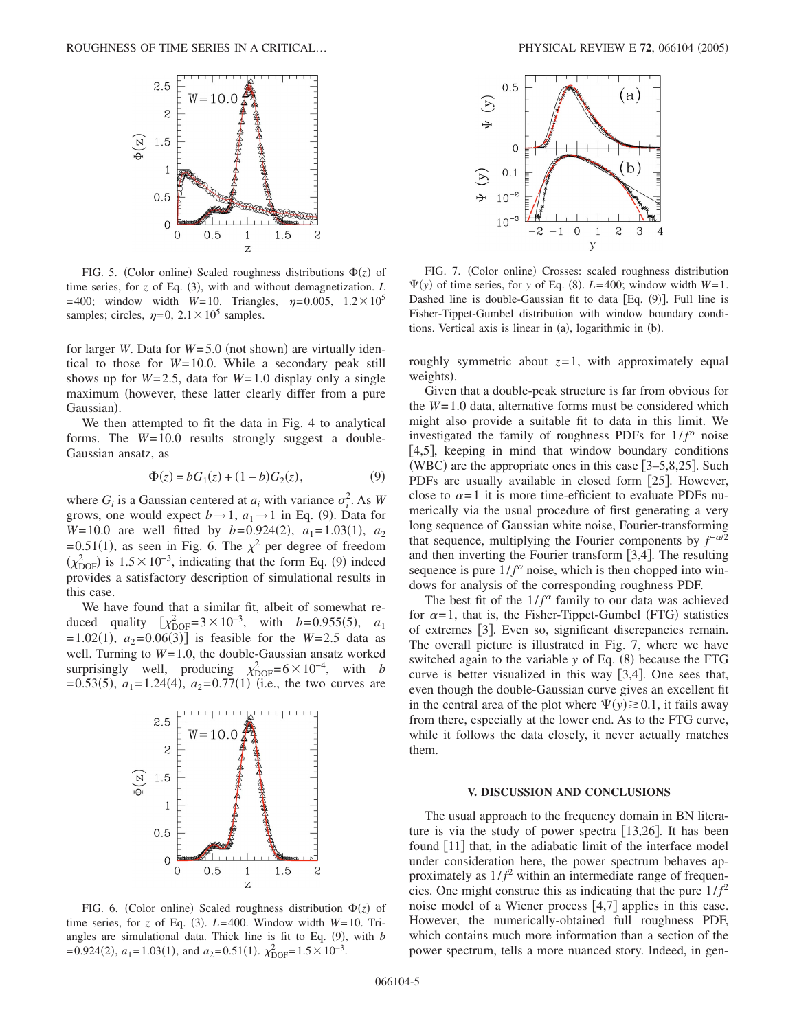FIG. 5. (Color online) Scaled roughness distributions $\Phi(z)$ of time series, for $z$ of Eq. (3), with and without demagnetization. $L=400$; window width $W=10$. Triangles, $\eta=0.005$, $1.2\times 10^5$ samples; circles, $\eta=0$, $2.1\times 10^5$ samples.

for larger $W$. Data for $W=5.0$ (not shown) are virtually identical to those for $W=10.0$. While a secondary peak still shows up for $W=2.5$, data for $W=1.0$ display only a single maximum (however, these latter clearly differ from a pure Gaussian).

We then attempted to fit the data in Fig. 4 to analytical forms. The $W=10.0$ results strongly suggest a double-Gaussian ansatz, as

$$\Phi(z) = bG_1(z) + (1-b)G_2(z), \tag{9}$$

where $G_i$ is a Gaussian centered at $a_i$ with variance $\sigma_i^2$. As $W$ grows, one would expect $b\to 1$, $a_1\to 1$ in Eq. (9). Data for $W=10.0$ are well fitted by $b=0.924(2)$, $a_1=1.03(1)$, $a_2=0.51(1)$, as seen in Fig. 6. The $\chi^2$ per degree of freedom ($\chi^2_{\mathrm{DOF}}$) is $1.5\times 10^{-3}$, indicating that the form Eq. (9) indeed provides a satisfactory description of simulational results in this case.

We have found that a similar fit, albeit of somewhat reduced quality [$\chi^2_{\mathrm{DOF}}=3\times 10^{-3}$, with $b=0.955(5)$, $a_1=1.02(1)$, $a_2=0.06(3)$] is feasible for the $W=2.5$ data as well. Turning to $W=1.0$, the double-Gaussian ansatz worked surprisingly well, producing $\chi^2_{\mathrm{DOF}}=6\times 10^{-4}$, with $b=0.53(5)$, $a_1=1.24(4)$, $a_2=0.77(1)$ (i.e., the two curves are roughly symmetric about $z=1$, with approximately equal weights).

FIG. 6. (Color online) Scaled roughness distribution $\Phi(z)$ of time series, for $z$ of Eq. (3). $L=400$. Window width $W=10$. Triangles are simulational data. Thick line is fit to Eq. (9), with $b=0.924(2)$, $a_1=1.03(1)$, and $a_2=0.51(1)$. $\chi^2_{\mathrm{DOF}}=1.5\times 10^{-3}$.

FIG. 7. (Color online) Crosses: scaled roughness distribution $\Psi(y)$ of time series, for $y$ of Eq. (8). $L=400$; window width $W=1$. Dashed line is double-Gaussian fit to data [Eq. (9)]. Full line is Fisher-Tippet-Gumbel distribution with window boundary conditions. Vertical axis is linear in (a), logarithmic in (b).

Given that a double-peak structure is far from obvious for the $W=1.0$ data, alternative forms must be considered which might also provide a suitable fit to data in this limit. We investigated the family of roughness PDFs for $1/f^{\alpha}$ noise [4,5], keeping in mind that window boundary conditions (WBC) are the appropriate ones in this case [3–5,8,25]. Such PDFs are usually available in closed form [25]. However, close to $\alpha=1$ it is more time-efficient to evaluate PDFs numerically via the usual procedure of first generating a very long sequence of Gaussian white noise, Fourier-transforming that sequence, multiplying the Fourier components by $f^{-\alpha/2}$ and then inverting the Fourier transform [3,4]. The resulting sequence is pure $1/f^{\alpha}$ noise, which is then chopped into windows for analysis of the corresponding roughness PDF.

The best fit of the $1/f^{\alpha}$ family to our data was achieved for $\alpha=1$, that is, the Fisher-Tippet-Gumbel (FTG) statistics of extremes [3]. Even so, significant discrepancies remain. The overall picture is illustrated in Fig. 7, where we have switched again to the variable $y$ of Eq. (8) because the FTG curve is better visualized in this way [3,4]. One sees that, even though the double-Gaussian curve gives an excellent fit in the central area of the plot where $\Psi(y)\gtrsim 0.1$, it fails away from there, especially at the lower end. As to the FTG curve, while it follows the data closely, it never actually matches them.

## V. DISCUSSION AND CONCLUSIONS

The usual approach to the frequency domain in BN literature is via the study of power spectra [13,26]. It has been found [11] that, in the adiabatic limit of the interface model under consideration here, the power spectrum behaves approximately as $1/f^2$ within an intermediate range of frequencies. One might construe this as indicating that the pure $1/f^2$ noise model of a Wiener process [4,7] applies in this case. However, the numerically-obtained full roughness PDF, which contains much more information than a section of the power spectrum, tells a more nuanced story. Indeed, in gen-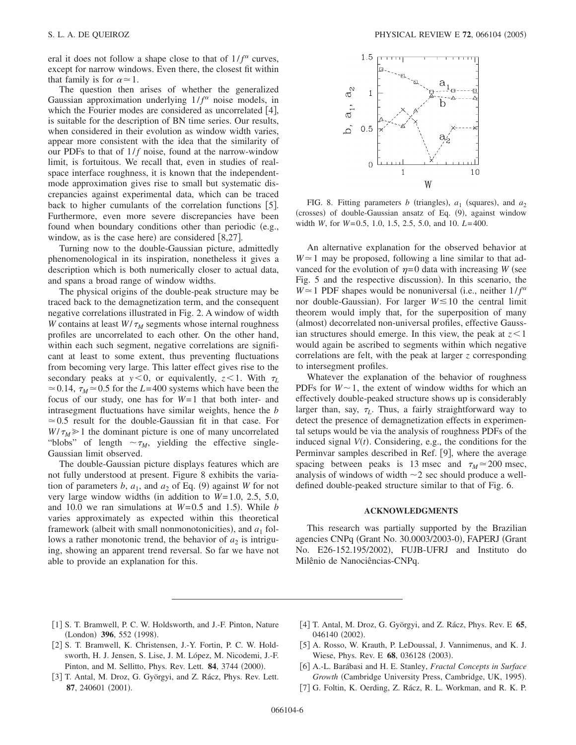eral it does not follow a shape close to that of $1/f^{\alpha}$ curves, except for narrow windows. Even there, the closest fit within that family is for $\alpha \simeq 1$.

The question then arises of whether the generalized Gaussian approximation underlying $1/f^{\alpha}$ noise models, in which the Fourier modes are considered as uncorrelated [4], is suitable for the description of BN time series. Our results, when considered in their evolution as window width varies, appear more consistent with the idea that the similarity of our PDFs to that of $1/f$ noise, found at the narrow-window limit, is fortuitous. We recall that, even in studies of real-space interface roughness, it is known that the independent-mode approximation gives rise to small but systematic discrepancies against experimental data, which can be traced back to higher cumulants of the correlation functions [5]. Furthermore, even more severe discrepancies have been found when boundary conditions other than periodic (e.g., window, as is the case here) are considered [8,27].

Turning now to the double-Gaussian picture, admittedly phenomenological in its inspiration, nonetheless it gives a description which is both numerically closer to actual data, and spans a broad range of window widths.

The physical origins of the double-peak structure may be traced back to the demagnetization term, and the consequent negative correlations illustrated in Fig. 2. A window of width $W$ contains at least $W/\tau_M$ segments whose internal roughness profiles are uncorrelated to each other. On the other hand, within each such segment, negative correlations are significant at least to some extent, thus preventing fluctuations from becoming very large. This latter effect gives rise to the secondary peaks at $y<0$, or equivalently, $z<1$. With $\tau_L \simeq 0.14$, $\tau_M \simeq 0.5$ for the $L=400$ systems which have been the focus of our study, one has for $W=1$ that both inter- and intrasegment fluctuations have similar weights, hence the $b \simeq 0.5$ result for the double-Gaussian fit in that case. For $W/\tau_M \gg 1$ the dominant picture is one of many uncorrelated "blobs" of length $\sim \tau_M$, yielding the effective single-Gaussian limit observed.

The double-Gaussian picture displays features which are not fully understood at present. Figure 8 exhibits the variation of parameters $b$, $a_1$, and $a_2$ of Eq. (9) against $W$ for not very large window widths (in addition to $W=1.0$, 2.5, 5.0, and 10.0 we ran simulations at $W=0.5$ and 1.5). While $b$ varies approximately as expected within this theoretical framework (albeit with small nonmonotonicities), and $a_1$ follows a rather monotonic trend, the behavior of $a_2$ is intriguing, showing an apparent trend reversal. So far we have not able to provide an explanation for this.

FIG. 8. Fitting parameters $b$ (triangles), $a_1$ (squares), and $a_2$ (crosses) of double-Gaussian ansatz of Eq. (9), against window width $W$, for $W=0.5$, 1.0, 1.5, 2.5, 5.0, and 10. $L=400$.

An alternative explanation for the observed behavior at $W \simeq 1$ may be proposed, following a line similar to that advanced for the evolution of $\eta=0$ data with increasing $W$ (see Fig. 5 and the respective discussion). In this scenario, the $W \simeq 1$ PDF shapes would be nonuniversal (i.e., neither $1/f^{\alpha}$ nor double-Gaussian). For larger $W \lesssim 10$ the central limit theorem would imply that, for the superposition of many (almost) decorrelated non-universal profiles, effective Gaussian structures should emerge. In this view, the peak at $z<1$ would again be ascribed to segments within which negative correlations are felt, with the peak at larger $z$ corresponding to intersegment profiles.

Whatever the explanation of the behavior of roughness PDFs for $W \sim 1$, the extent of window widths for which an effectively double-peaked structure shows up is considerably larger than, say, $\tau_L$. Thus, a fairly straightforward way to detect the presence of demagnetization effects in experimental setups would be via the analysis of roughness PDFs of the induced signal $V(t)$. Considering, e.g., the conditions for the Perminvar samples described in Ref. [9], where the average spacing between peaks is 13 msec and $\tau_M \simeq 200$ msec, analysis of windows of width $\sim 2$ sec should produce a well-defined double-peaked structure similar to that of Fig. 6.

## ACKNOWLEDGMENTS

This research was partially supported by the Brazilian agencies CNPq (Grant No. 30.0003/2003-0), FAPERJ (Grant No. E26-152.195/2002), FUJB-UFRJ and Instituto do Milênio de Nanociências-CNPq.

[1] S. T. Bramwell, P. C. W. Holdsworth, and J.-F. Pinton, Nature (London) **396**, 552 (1998).

[2] S. T. Bramwell, K. Christensen, J.-Y. Fortin, P. C. W. Holdsworth, H. J. Jensen, S. Lise, J. M. López, M. Nicodemi, J.-F. Pinton, and M. Sellitto, Phys. Rev. Lett. **84**, 3744 (2000).

[3] T. Antal, M. Droz, G. Györgyi, and Z. Rácz, Phys. Rev. Lett. **87**, 240601 (2001).

[4] T. Antal, M. Droz, G. Györgyi, and Z. Rácz, Phys. Rev. E **65**, 046140 (2002).

[5] A. Rosso, W. Krauth, P. LeDoussal, J. Vannimenus, and K. J. Wiese, Phys. Rev. E **68**, 036128 (2003).

[6] A.-L. Barábasi and H. E. Stanley, *Fractal Concepts in Surface Growth* (Cambridge University Press, Cambridge, UK, 1995).

[7] G. Foltin, K. Oerding, Z. Rácz, R. L. Workman, and R. K. P.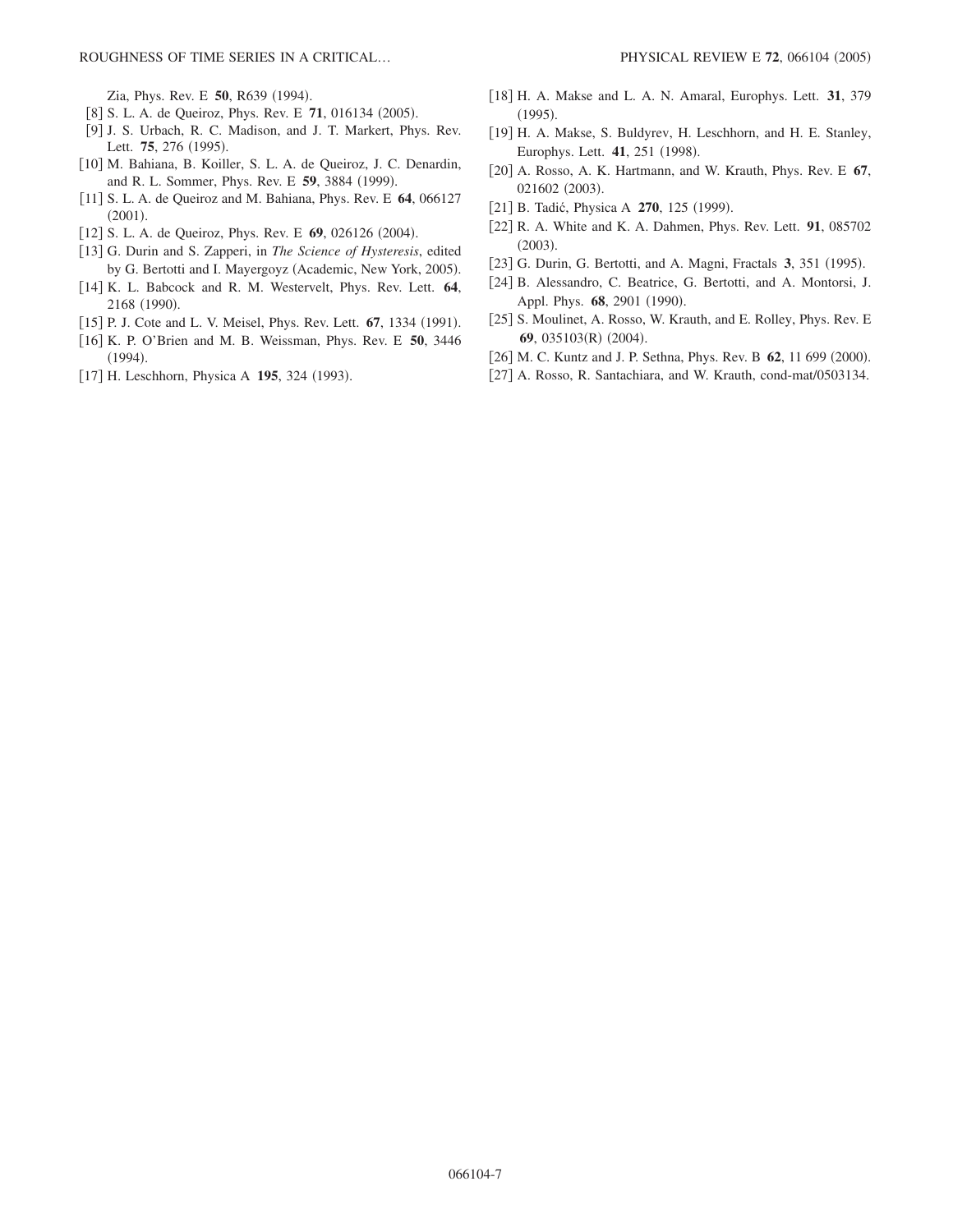Zia, Phys. Rev. E **50**, R639 (1994).

[8] S. L. A. de Queiroz, Phys. Rev. E **71**, 016134 (2005).

[9] J. S. Urbach, R. C. Madison, and J. T. Markert, Phys. Rev. Lett. **75**, 276 (1995).

[10] M. Bahiana, B. Koiller, S. L. A. de Queiroz, J. C. Denardin, and R. L. Sommer, Phys. Rev. E **59**, 3884 (1999).

[11] S. L. A. de Queiroz and M. Bahiana, Phys. Rev. E **64**, 066127 (2001).

[12] S. L. A. de Queiroz, Phys. Rev. E **69**, 026126 (2004).

[13] G. Durin and S. Zapperi, in *The Science of Hysteresis*, edited by G. Bertotti and I. Mayergoyz (Academic, New York, 2005).

[14] K. L. Babcock and R. M. Westervelt, Phys. Rev. Lett. **64**, 2168 (1990).

[15] P. J. Cote and L. V. Meisel, Phys. Rev. Lett. **67**, 1334 (1991).

[16] K. P. O'Brien and M. B. Weissman, Phys. Rev. E **50**, 3446 (1994).

[17] H. Leschhorn, Physica A **195**, 324 (1993).

[18] H. A. Makse and L. A. N. Amaral, Europhys. Lett. **31**, 379 (1995).

[19] H. A. Makse, S. Buldyrev, H. Leschhorn, and H. E. Stanley, Europhys. Lett. **41**, 251 (1998).

[20] A. Rosso, A. K. Hartmann, and W. Krauth, Phys. Rev. E **67**, 021602 (2003).

[21] B. Tadić, Physica A **270**, 125 (1999).

[22] R. A. White and K. A. Dahmen, Phys. Rev. Lett. **91**, 085702 (2003).

[23] G. Durin, G. Bertotti, and A. Magni, Fractals **3**, 351 (1995).

[24] B. Alessandro, C. Beatrice, G. Bertotti, and A. Montorsi, J. Appl. Phys. **68**, 2901 (1990).

[25] S. Moulinet, A. Rosso, W. Krauth, and E. Rolley, Phys. Rev. E **69**, 035103(R) (2004).

[26] M. C. Kuntz and J. P. Sethna, Phys. Rev. B **62**, 11 699 (2000).

[27] A. Rosso, R. Santachiara, and W. Krauth, cond-mat/0503134.